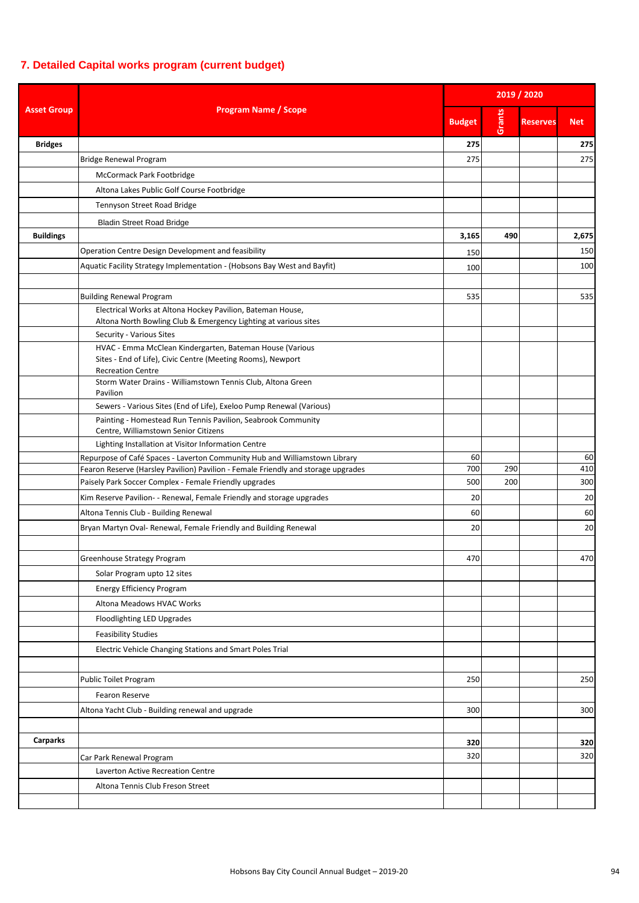## 7. Detailed Capital works program (current budget)

| Asset Group | Program Name / Scope | 2019 / 2020 | | | |
|---|---|---|---|---|---|
| | | Budget | Grants | Reserves | Net |
| **Bridges** | | **275** | | | **275** |
| | Bridge Renewal Program | 275 | | | 275 |
| | McCormack Park Footbridge | | | | |
| | Altona Lakes Public Golf Course Footbridge | | | | |
| | Tennyson Street Road Bridge | | | | |
| | Bladin Street Road Bridge | | | | |
| **Buildings** | | **3,165** | **490** | | **2,675** |
| | Operation Centre Design Development and feasibility | 150 | | | 150 |
| | Aquatic Facility Strategy Implementation - (Hobsons Bay West and Bayfit) | 100 | | | 100 |
| | | | | | |
| | Building Renewal Program | 535 | | | 535 |
| | Electrical Works at Altona Hockey Pavilion, Bateman House, Altona North Bowling Club & Emergency Lighting at various sites | | | | |
| | Security - Various Sites | | | | |
| | HVAC - Emma McClean Kindergarten, Bateman House (Various Sites - End of Life), Civic Centre (Meeting Rooms), Newport Recreation Centre | | | | |
| | Storm Water Drains - Williamstown Tennis Club, Altona Green Pavilion | | | | |
| | Sewers - Various Sites (End of Life), Exeloo Pump Renewal (Various) | | | | |
| | Painting - Homestead Run Tennis Pavilion, Seabrook Community Centre, Williamstown Senior Citizens | | | | |
| | Lighting Installation at Visitor Information Centre | | | | |
| | Repurpose of Café Spaces - Laverton Community Hub and Williamstown Library | 60 | | | 60 |
| | Fearon Reserve (Harsley Pavilion) Pavilion - Female Friendly and storage upgrades | 700 | 290 | | 410 |
| | Paisely Park Soccer Complex - Female Friendly upgrades | 500 | 200 | | 300 |
| | Kim Reserve Pavilion- - Renewal, Female Friendly and storage upgrades | 20 | | | 20 |
| | Altona Tennis Club - Building Renewal | 60 | | | 60 |
| | Bryan Martyn Oval- Renewal, Female Friendly and Building Renewal | 20 | | | 20 |
| | | | | | |
| | Greenhouse Strategy Program | 470 | | | 470 |
| | Solar Program upto 12 sites | | | | |
| | Energy Efficiency Program | | | | |
| | Altona Meadows HVAC Works | | | | |
| | Floodlighting LED Upgrades | | | | |
| | Feasibility Studies | | | | |
| | Electric Vehicle Changing Stations and Smart Poles Trial | | | | |
| | | | | | |
| | Public Toilet Program | 250 | | | 250 |
| | Fearon Reserve | | | | |
| | Altona Yacht Club - Building renewal and upgrade | 300 | | | 300 |
| | | | | | |
| **Carparks** | | **320** | | | **320** |
| | Car Park Renewal Program | 320 | | | 320 |
| | Laverton Active Recreation Centre | | | | |
| | Altona Tennis Club Freson Street | | | | |
| | | | | | |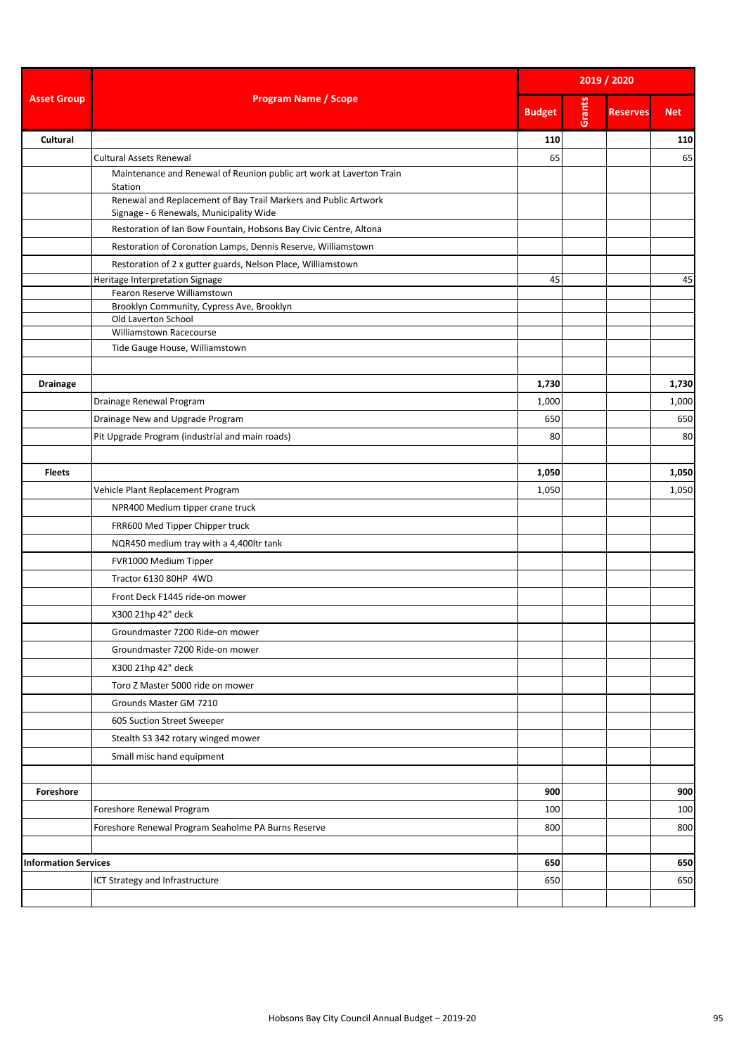| Asset Group | Program Name / Scope | 2019 / 2020 | | | |
|---|---|---|---|---|---|
| | | Budget | Grants | Reserves | Net |
| **Cultural** | | **110** | | | **110** |
| | Cultural Assets Renewal | 65 | | | 65 |
| | Maintenance and Renewal of Reunion public art work at Laverton Train Station | | | | |
| | Renewal and Replacement of Bay Trail Markers and Public Artwork Signage - 6 Renewals, Municipality Wide | | | | |
| | Restoration of Ian Bow Fountain, Hobsons Bay Civic Centre, Altona | | | | |
| | Restoration of Coronation Lamps, Dennis Reserve, Williamstown | | | | |
| | Restoration of 2 x gutter guards, Nelson Place, Williamstown | | | | |
| | Heritage Interpretation Signage | 45 | | | 45 |
| | Fearon Reserve Williamstown | | | | |
| | Brooklyn Community, Cypress Ave, Brooklyn | | | | |
| | Old Laverton School | | | | |
| | Williamstown Racecourse | | | | |
| | Tide Gauge House, Williamstown | | | | |
| | | | | | |
| **Drainage** | | **1,730** | | | **1,730** |
| | Drainage Renewal Program | 1,000 | | | 1,000 |
| | Drainage New and Upgrade Program | 650 | | | 650 |
| | Pit Upgrade Program (industrial and main roads) | 80 | | | 80 |
| | | | | | |
| **Fleets** | | **1,050** | | | **1,050** |
| | Vehicle Plant Replacement Program | 1,050 | | | 1,050 |
| | NPR400 Medium tipper crane truck | | | | |
| | FRR600 Med Tipper Chipper truck | | | | |
| | NQR450 medium tray with a 4,400ltr tank | | | | |
| | FVR1000 Medium Tipper | | | | |
| | Tractor 6130 80HP 4WD | | | | |
| | Front Deck F1445 ride-on mower | | | | |
| | X300 21hp 42" deck | | | | |
| | Groundmaster 7200 Ride-on mower | | | | |
| | Groundmaster 7200 Ride-on mower | | | | |
| | X300 21hp 42" deck | | | | |
| | Toro Z Master 5000 ride on mower | | | | |
| | Grounds Master GM 7210 | | | | |
| | 605 Suction Street Sweeper | | | | |
| | Stealth S3 342 rotary winged mower | | | | |
| | Small misc hand equipment | | | | |
| | | | | | |
| **Foreshore** | | **900** | | | **900** |
| | Foreshore Renewal Program | 100 | | | 100 |
| | Foreshore Renewal Program Seaholme PA Burns Reserve | 800 | | | 800 |
| | | | | | |
| **Information Services** | | **650** | | | **650** |
| | ICT Strategy and Infrastructure | 650 | | | 650 |
| | | | | | |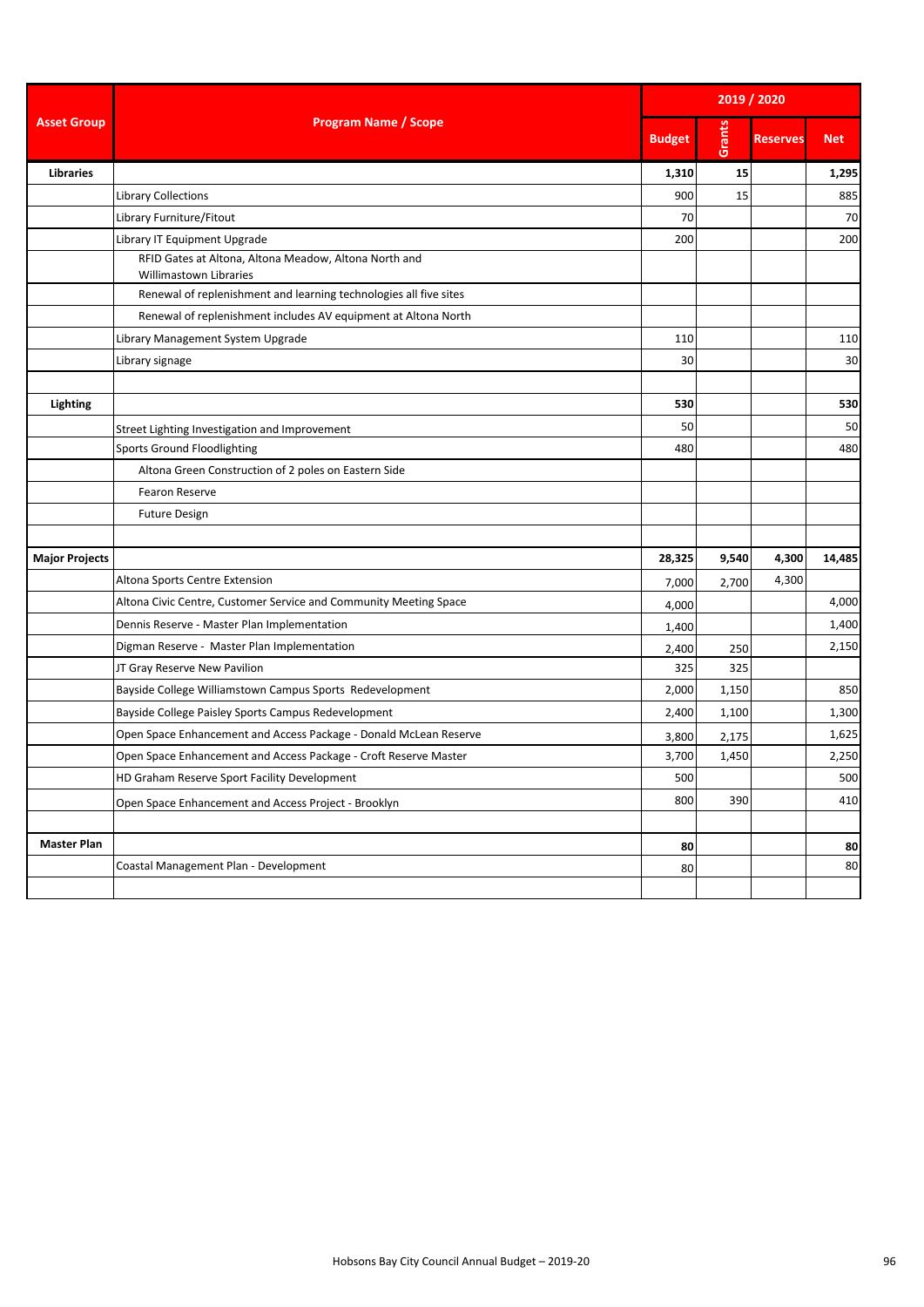| Asset Group | Program Name / Scope | 2019 / 2020 | | | |
|---|---|---|---|---|---|
| | | Budget | Grants | Reserves | Net |
| **Libraries** | | **1,310** | **15** | | **1,295** |
| | Library Collections | 900 | 15 | | 885 |
| | Library Furniture/Fitout | 70 | | | 70 |
| | Library IT Equipment Upgrade | 200 | | | 200 |
| | RFID Gates at Altona, Altona Meadow, Altona North and Willimastown Libraries | | | | |
| | Renewal of replenishment and learning technologies all five sites | | | | |
| | Renewal of replenishment includes AV equipment at Altona North | | | | |
| | Library Management System Upgrade | 110 | | | 110 |
| | Library signage | 30 | | | 30 |
| | | | | | |
| **Lighting** | | **530** | | | **530** |
| | Street Lighting Investigation and Improvement | 50 | | | 50 |
| | Sports Ground Floodlighting | 480 | | | 480 |
| | Altona Green Construction of 2 poles on Eastern Side | | | | |
| | Fearon Reserve | | | | |
| | Future Design | | | | |
| | | | | | |
| **Major Projects** | | **28,325** | **9,540** | **4,300** | **14,485** |
| | Altona Sports Centre Extension | 7,000 | 2,700 | 4,300 | |
| | Altona Civic Centre, Customer Service and Community Meeting Space | 4,000 | | | 4,000 |
| | Dennis Reserve - Master Plan Implementation | 1,400 | | | 1,400 |
| | Digman Reserve - Master Plan Implementation | 2,400 | 250 | | 2,150 |
| | JT Gray Reserve New Pavilion | 325 | 325 | | |
| | Bayside College Williamstown Campus Sports Redevelopment | 2,000 | 1,150 | | 850 |
| | Bayside College Paisley Sports Campus Redevelopment | 2,400 | 1,100 | | 1,300 |
| | Open Space Enhancement and Access Package - Donald McLean Reserve | 3,800 | 2,175 | | 1,625 |
| | Open Space Enhancement and Access Package - Croft Reserve Master | 3,700 | 1,450 | | 2,250 |
| | HD Graham Reserve Sport Facility Development | 500 | | | 500 |
| | Open Space Enhancement and Access Project - Brooklyn | 800 | 390 | | 410 |
| | | | | | |
| **Master Plan** | | **80** | | | **80** |
| | Coastal Management Plan - Development | 80 | | | 80 |
| | | | | | |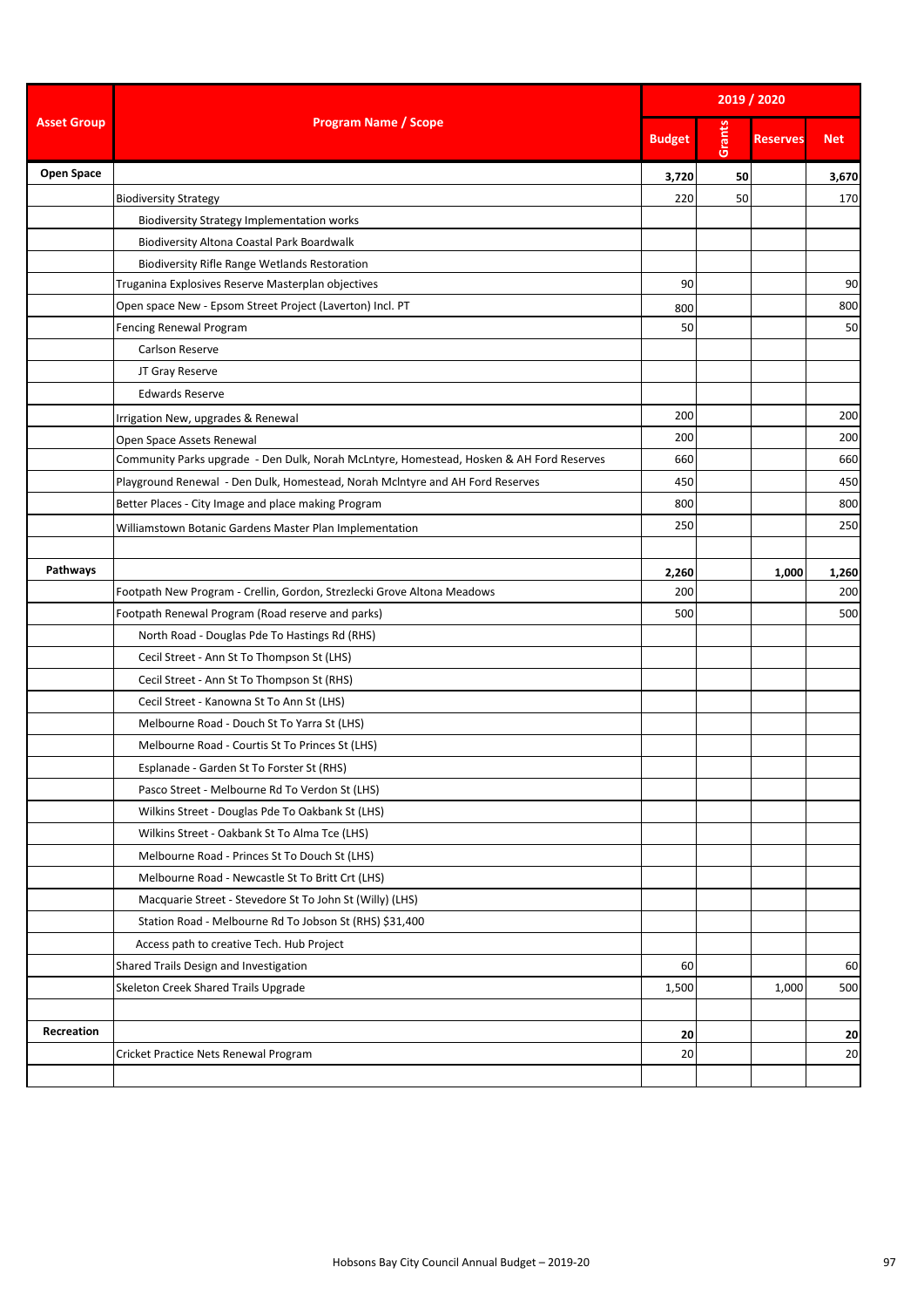| Asset Group | Program Name / Scope | 2019 / 2020 | | | |
|---|---|---|---|---|---|
| | | Budget | Grants | Reserves | Net |
| **Open Space** | | **3,720** | **50** | | **3,670** |
| | Biodiversity Strategy | 220 | 50 | | 170 |
| | Biodiversity Strategy Implementation works | | | | |
| | Biodiversity Altona Coastal Park Boardwalk | | | | |
| | Biodiversity Rifle Range Wetlands Restoration | | | | |
| | Truganina Explosives Reserve Masterplan objectives | 90 | | | 90 |
| | Open space New - Epsom Street Project (Laverton) Incl. PT | 800 | | | 800 |
| | Fencing Renewal Program | 50 | | | 50 |
| | Carlson Reserve | | | | |
| | JT Gray Reserve | | | | |
| | Edwards Reserve | | | | |
| | Irrigation New, upgrades & Renewal | 200 | | | 200 |
| | Open Space Assets Renewal | 200 | | | 200 |
| | Community Parks upgrade - Den Dulk, Norah McLntyre, Homestead, Hosken & AH Ford Reserves | 660 | | | 660 |
| | Playground Renewal - Den Dulk, Homestead, Norah McIntyre and AH Ford Reserves | 450 | | | 450 |
| | Better Places - City Image and place making Program | 800 | | | 800 |
| | Williamstown Botanic Gardens Master Plan Implementation | 250 | | | 250 |
| | | | | | |
| **Pathways** | | **2,260** | | **1,000** | **1,260** |
| | Footpath New Program - Crellin, Gordon, Strezlecki Grove Altona Meadows | 200 | | | 200 |
| | Footpath Renewal Program (Road reserve and parks) | 500 | | | 500 |
| | North Road - Douglas Pde To Hastings Rd (RHS) | | | | |
| | Cecil Street - Ann St To Thompson St (LHS) | | | | |
| | Cecil Street - Ann St To Thompson St (RHS) | | | | |
| | Cecil Street - Kanowna St To Ann St (LHS) | | | | |
| | Melbourne Road - Douch St To Yarra St (LHS) | | | | |
| | Melbourne Road - Courtis St To Princes St (LHS) | | | | |
| | Esplanade - Garden St To Forster St (RHS) | | | | |
| | Pasco Street - Melbourne Rd To Verdon St (LHS) | | | | |
| | Wilkins Street - Douglas Pde To Oakbank St (LHS) | | | | |
| | Wilkins Street - Oakbank St To Alma Tce (LHS) | | | | |
| | Melbourne Road - Princes St To Douch St (LHS) | | | | |
| | Melbourne Road - Newcastle St To Britt Crt (LHS) | | | | |
| | Macquarie Street - Stevedore St To John St (Willy) (LHS) | | | | |
| | Station Road - Melbourne Rd To Jobson St (RHS) $31,400 | | | | |
| | Access path to creative Tech. Hub Project | | | | |
| | Shared Trails Design and Investigation | 60 | | | 60 |
| | Skeleton Creek Shared Trails Upgrade | 1,500 | | 1,000 | 500 |
| | | | | | |
| **Recreation** | | **20** | | | **20** |
| | Cricket Practice Nets Renewal Program | 20 | | | 20 |
| | | | | | |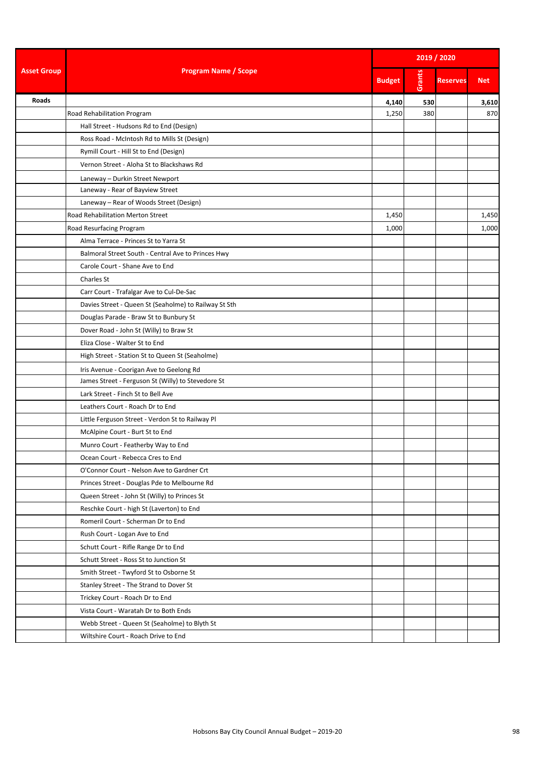| Asset Group | Program Name / Scope | 2019 / 2020 | | | |
|---|---|---|---|---|---|
| | | Budget | Grants | Reserves | Net |
| **Roads** | | **4,140** | **530** | | **3,610** |
| | Road Rehabilitation Program | 1,250 | 380 | | 870 |
| | Hall Street - Hudsons Rd to End (Design) | | | | |
| | Ross Road - McIntosh Rd to Mills St (Design) | | | | |
| | Rymill Court - Hill St to End (Design) | | | | |
| | Vernon Street - Aloha St to Blackshaws Rd | | | | |
| | Laneway – Durkin Street Newport | | | | |
| | Laneway - Rear of Bayview Street | | | | |
| | Laneway – Rear of Woods Street (Design) | | | | |
| | Road Rehabilitation Merton Street | 1,450 | | | 1,450 |
| | Road Resurfacing Program | 1,000 | | | 1,000 |
| | Alma Terrace - Princes St to Yarra St | | | | |
| | Balmoral Street South - Central Ave to Princes Hwy | | | | |
| | Carole Court - Shane Ave to End | | | | |
| | Charles St | | | | |
| | Carr Court - Trafalgar Ave to Cul-De-Sac | | | | |
| | Davies Street - Queen St (Seaholme) to Railway St Sth | | | | |
| | Douglas Parade - Braw St to Bunbury St | | | | |
| | Dover Road - John St (Willy) to Braw St | | | | |
| | Eliza Close - Walter St to End | | | | |
| | High Street - Station St to Queen St (Seaholme) | | | | |
| | Iris Avenue - Coorigan Ave to Geelong Rd | | | | |
| | James Street - Ferguson St (Willy) to Stevedore St | | | | |
| | Lark Street - Finch St to Bell Ave | | | | |
| | Leathers Court - Roach Dr to End | | | | |
| | Little Ferguson Street - Verdon St to Railway Pl | | | | |
| | McAlpine Court - Burt St to End | | | | |
| | Munro Court - Featherby Way to End | | | | |
| | Ocean Court - Rebecca Cres to End | | | | |
| | O'Connor Court - Nelson Ave to Gardner Crt | | | | |
| | Princes Street - Douglas Pde to Melbourne Rd | | | | |
| | Queen Street - John St (Willy) to Princes St | | | | |
| | Reschke Court - high St (Laverton) to End | | | | |
| | Romeril Court - Scherman Dr to End | | | | |
| | Rush Court - Logan Ave to End | | | | |
| | Schutt Court - Rifle Range Dr to End | | | | |
| | Schutt Street - Ross St to Junction St | | | | |
| | Smith Street - Twyford St to Osborne St | | | | |
| | Stanley Street - The Strand to Dover St | | | | |
| | Trickey Court - Roach Dr to End | | | | |
| | Vista Court - Waratah Dr to Both Ends | | | | |
| | Webb Street - Queen St (Seaholme) to Blyth St | | | | |
| | Wiltshire Court - Roach Drive to End | | | | |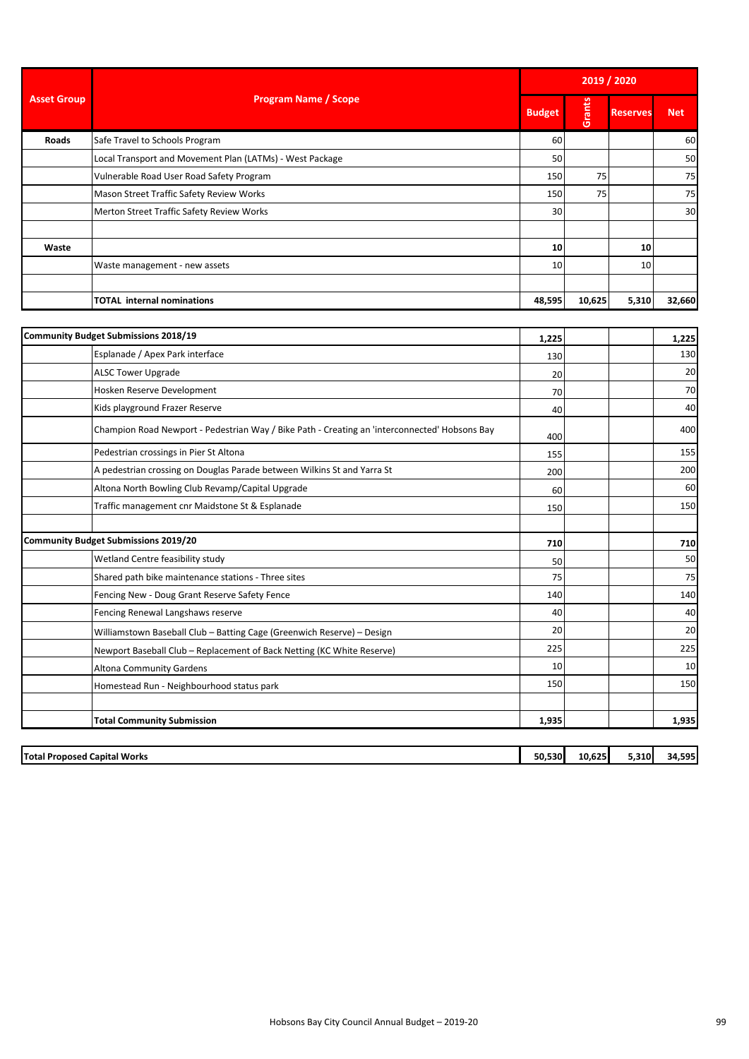| Asset Group | Program Name / Scope | 2019 / 2020 | | | |
|---|---|---|---|---|---|
| | | Budget | Grants | Reserves | Net |
| **Roads** | Safe Travel to Schools Program | 60 | | | 60 |
| | Local Transport and Movement Plan (LATMs) - West Package | 50 | | | 50 |
| | Vulnerable Road User Road Safety Program | 150 | 75 | | 75 |
| | Mason Street Traffic Safety Review Works | 150 | 75 | | 75 |
| | Merton Street Traffic Safety Review Works | 30 | | | 30 |
| | | | | | |
| **Waste** | | **10** | | **10** | |
| | Waste management - new assets | 10 | | 10 | |
| | | | | | |
| | **TOTAL internal nominations** | **48,595** | **10,625** | **5,310** | **32,660** |

| | | | | | |
|---|---|---|---|---|---|
| **Community Budget Submissions 2018/19** | | **1,225** | | | **1,225** |
| | Esplanade / Apex Park interface | 130 | | | 130 |
| | ALSC Tower Upgrade | 20 | | | 20 |
| | Hosken Reserve Development | 70 | | | 70 |
| | Kids playground Frazer Reserve | 40 | | | 40 |
| | Champion Road Newport - Pedestrian Way / Bike Path - Creating an 'interconnected' Hobsons Bay | 400 | | | 400 |
| | Pedestrian crossings in Pier St Altona | 155 | | | 155 |
| | A pedestrian crossing on Douglas Parade between Wilkins St and Yarra St | 200 | | | 200 |
| | Altona North Bowling Club Revamp/Capital Upgrade | 60 | | | 60 |
| | Traffic management cnr Maidstone St & Esplanade | 150 | | | 150 |
| | | | | | |
| **Community Budget Submissions 2019/20** | | **710** | | | **710** |
| | Wetland Centre feasibility study | 50 | | | 50 |
| | Shared path bike maintenance stations - Three sites | 75 | | | 75 |
| | Fencing New - Doug Grant Reserve Safety Fence | 140 | | | 140 |
| | Fencing Renewal Langshaws reserve | 40 | | | 40 |
| | Williamstown Baseball Club – Batting Cage (Greenwich Reserve) – Design | 20 | | | 20 |
| | Newport Baseball Club – Replacement of Back Netting (KC White Reserve) | 225 | | | 225 |
| | Altona Community Gardens | 10 | | | 10 |
| | Homestead Run - Neighbourhood status park | 150 | | | 150 |
| | | | | | |
| | **Total Community Submission** | **1,935** | | | **1,935** |

| | | | | |
|---|---|---|---|---|
| **Total Proposed Capital Works** | **50,530** | **10,625** | **5,310** | **34,595** |